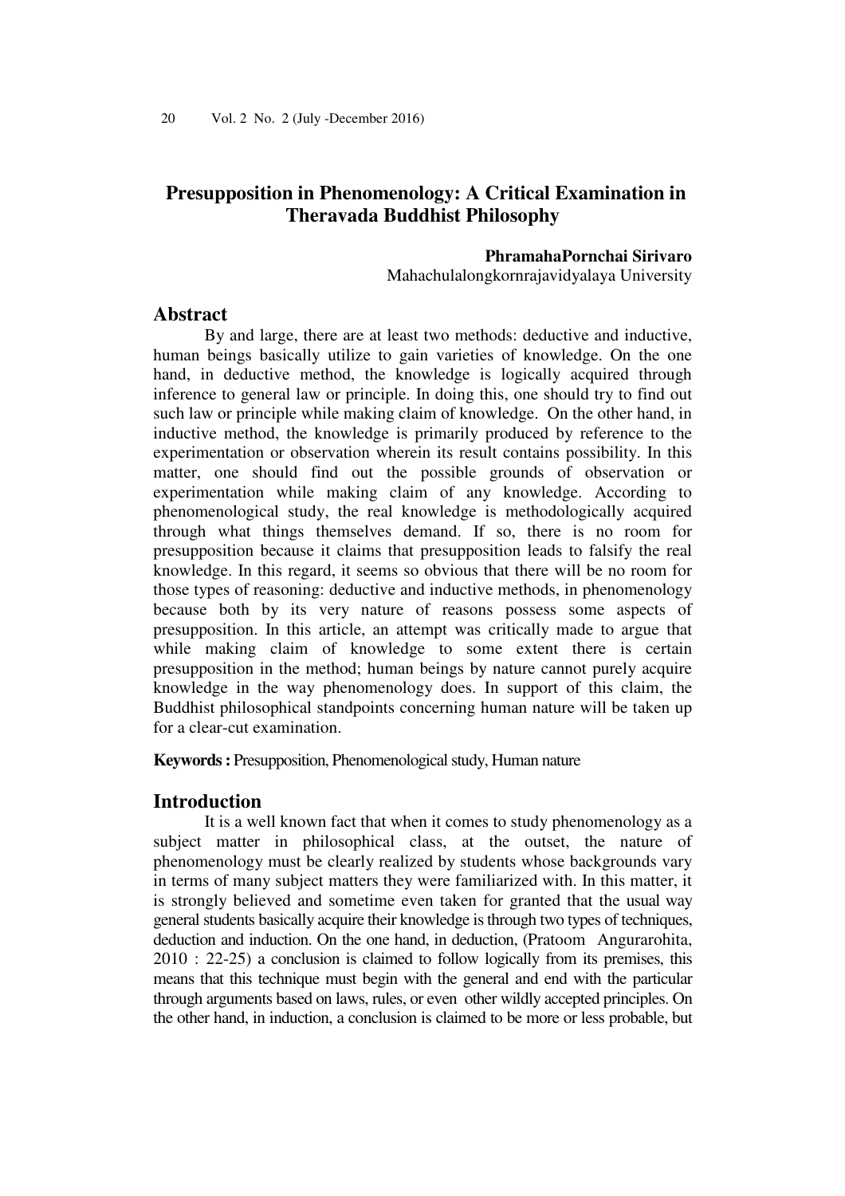# Presupposition in Phenomenology: A Critical Examination in Theravada Buddhist Philosophy

**PhramahaPornchai Sirivaro**
Mahachulalongkornrajavidyalaya University

## Abstract

By and large, there are at least two methods: deductive and inductive, human beings basically utilize to gain varieties of knowledge. On the one hand, in deductive method, the knowledge is logically acquired through inference to general law or principle. In doing this, one should try to find out such law or principle while making claim of knowledge. On the other hand, in inductive method, the knowledge is primarily produced by reference to the experimentation or observation wherein its result contains possibility. In this matter, one should find out the possible grounds of observation or experimentation while making claim of any knowledge. According to phenomenological study, the real knowledge is methodologically acquired through what things themselves demand. If so, there is no room for presupposition because it claims that presupposition leads to falsify the real knowledge. In this regard, it seems so obvious that there will be no room for those types of reasoning: deductive and inductive methods, in phenomenology because both by its very nature of reasons possess some aspects of presupposition. In this article, an attempt was critically made to argue that while making claim of knowledge to some extent there is certain presupposition in the method; human beings by nature cannot purely acquire knowledge in the way phenomenology does. In support of this claim, the Buddhist philosophical standpoints concerning human nature will be taken up for a clear-cut examination.

**Keywords :** Presupposition, Phenomenological study, Human nature

## Introduction

It is a well known fact that when it comes to study phenomenology as a subject matter in philosophical class, at the outset, the nature of phenomenology must be clearly realized by students whose backgrounds vary in terms of many subject matters they were familiarized with. In this matter, it is strongly believed and sometime even taken for granted that the usual way general students basically acquire their knowledge is through two types of techniques, deduction and induction. On the one hand, in deduction, (Pratoom Angurarohita, 2010 : 22-25) a conclusion is claimed to follow logically from its premises, this means that this technique must begin with the general and end with the particular through arguments based on laws, rules, or even other wildly accepted principles. On the other hand, in induction, a conclusion is claimed to be more or less probable, but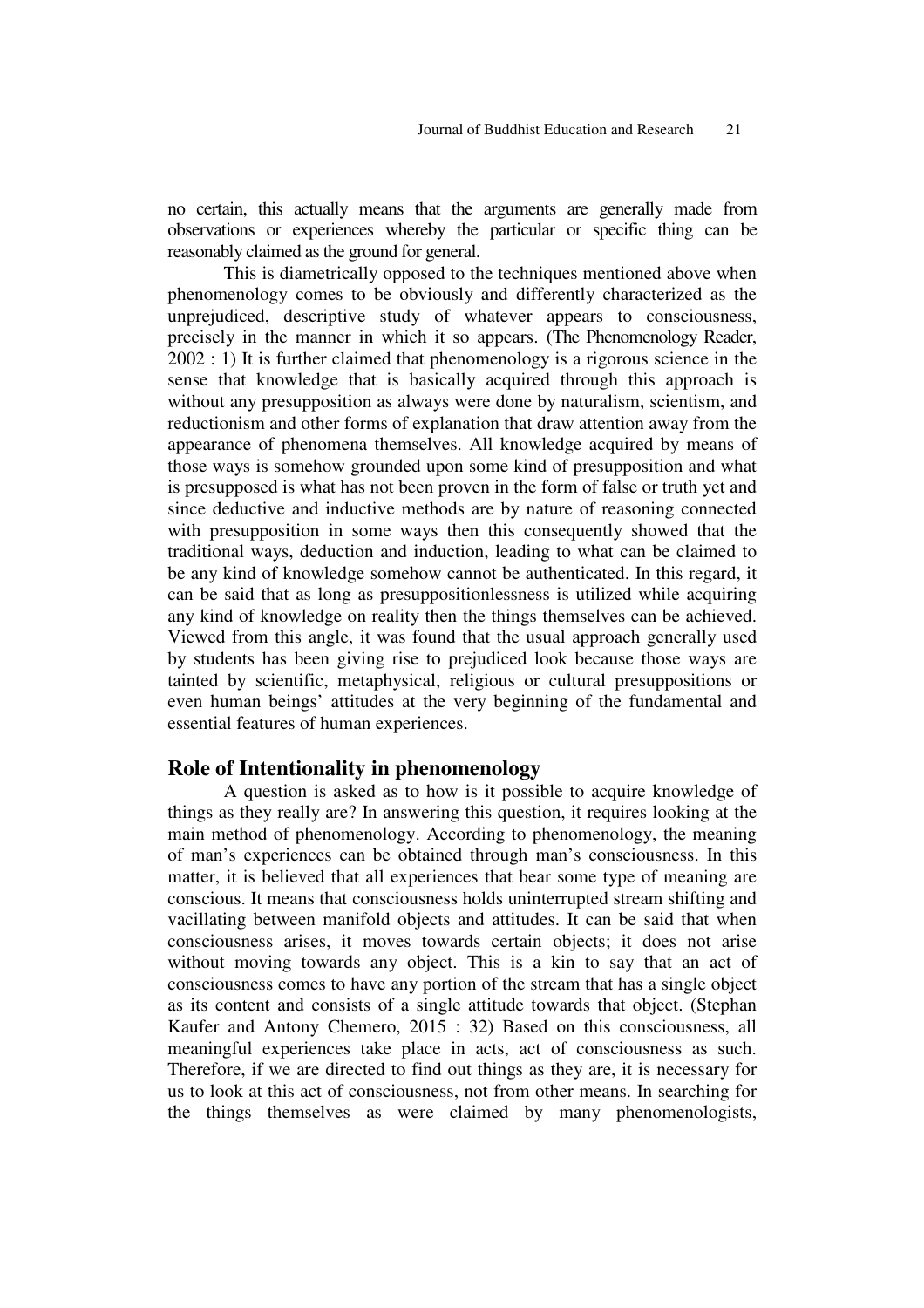no certain, this actually means that the arguments are generally made from observations or experiences whereby the particular or specific thing can be reasonably claimed as the ground for general.

This is diametrically opposed to the techniques mentioned above when phenomenology comes to be obviously and differently characterized as the unprejudiced, descriptive study of whatever appears to consciousness, precisely in the manner in which it so appears. (The Phenomenology Reader, 2002 : 1) It is further claimed that phenomenology is a rigorous science in the sense that knowledge that is basically acquired through this approach is without any presupposition as always were done by naturalism, scientism, and reductionism and other forms of explanation that draw attention away from the appearance of phenomena themselves. All knowledge acquired by means of those ways is somehow grounded upon some kind of presupposition and what is presupposed is what has not been proven in the form of false or truth yet and since deductive and inductive methods are by nature of reasoning connected with presupposition in some ways then this consequently showed that the traditional ways, deduction and induction, leading to what can be claimed to be any kind of knowledge somehow cannot be authenticated. In this regard, it can be said that as long as presuppositionlessness is utilized while acquiring any kind of knowledge on reality then the things themselves can be achieved. Viewed from this angle, it was found that the usual approach generally used by students has been giving rise to prejudiced look because those ways are tainted by scientific, metaphysical, religious or cultural presuppositions or even human beings' attitudes at the very beginning of the fundamental and essential features of human experiences.

## Role of Intentionality in phenomenology

A question is asked as to how is it possible to acquire knowledge of things as they really are? In answering this question, it requires looking at the main method of phenomenology. According to phenomenology, the meaning of man's experiences can be obtained through man's consciousness. In this matter, it is believed that all experiences that bear some type of meaning are conscious. It means that consciousness holds uninterrupted stream shifting and vacillating between manifold objects and attitudes. It can be said that when consciousness arises, it moves towards certain objects; it does not arise without moving towards any object. This is a kin to say that an act of consciousness comes to have any portion of the stream that has a single object as its content and consists of a single attitude towards that object. (Stephan Kaufer and Antony Chemero, 2015 : 32) Based on this consciousness, all meaningful experiences take place in acts, act of consciousness as such. Therefore, if we are directed to find out things as they are, it is necessary for us to look at this act of consciousness, not from other means. In searching for the things themselves as were claimed by many phenomenologists,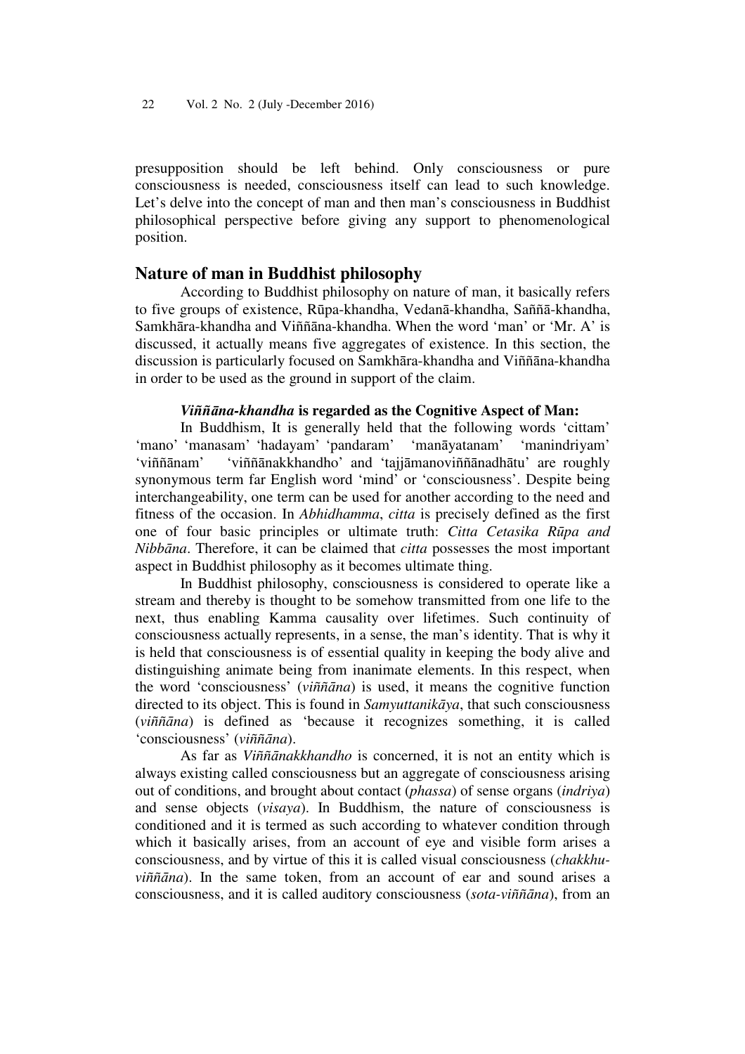presupposition should be left behind. Only consciousness or pure consciousness is needed, consciousness itself can lead to such knowledge. Let's delve into the concept of man and then man's consciousness in Buddhist philosophical perspective before giving any support to phenomenological position.

## Nature of man in Buddhist philosophy

According to Buddhist philosophy on nature of man, it basically refers to five groups of existence, Rūpa-khandha, Vedanā-khandha, Saññā-khandha, Samkhāra-khandha and Viññāna-khandha. When the word 'man' or 'Mr. A' is discussed, it actually means five aggregates of existence. In this section, the discussion is particularly focused on Samkhāra-khandha and Viññāna-khandha in order to be used as the ground in support of the claim.

### *Viññāna-khandha* is regarded as the Cognitive Aspect of Man:

In Buddhism, It is generally held that the following words 'cittam' 'mano' 'manasam' 'hadayam' 'pandaram' 'manāyatanam' 'manindriyam' 'viññānam' 'viññānakkhandho' and 'tajjāmanoviññānadhātu' are roughly synonymous term far English word 'mind' or 'consciousness'. Despite being interchangeability, one term can be used for another according to the need and fitness of the occasion. In *Abhidhamma*, *citta* is precisely defined as the first one of four basic principles or ultimate truth: *Citta Cetasika Rūpa and Nibbāna*. Therefore, it can be claimed that *citta* possesses the most important aspect in Buddhist philosophy as it becomes ultimate thing.

In Buddhist philosophy, consciousness is considered to operate like a stream and thereby is thought to be somehow transmitted from one life to the next, thus enabling Kamma causality over lifetimes. Such continuity of consciousness actually represents, in a sense, the man's identity. That is why it is held that consciousness is of essential quality in keeping the body alive and distinguishing animate being from inanimate elements. In this respect, when the word 'consciousness' (*viññāna*) is used, it means the cognitive function directed to its object. This is found in *Samyuttanikāya*, that such consciousness (*viññāna*) is defined as 'because it recognizes something, it is called 'consciousness' (*viññāna*).

As far as *Viññānakkhandho* is concerned, it is not an entity which is always existing called consciousness but an aggregate of consciousness arising out of conditions, and brought about contact (*phassa*) of sense organs (*indriya*) and sense objects (*visaya*). In Buddhism, the nature of consciousness is conditioned and it is termed as such according to whatever condition through which it basically arises, from an account of eye and visible form arises a consciousness, and by virtue of this it is called visual consciousness (*chakkhu-viññāna*). In the same token, from an account of ear and sound arises a consciousness, and it is called auditory consciousness (*sota-viññāna*), from an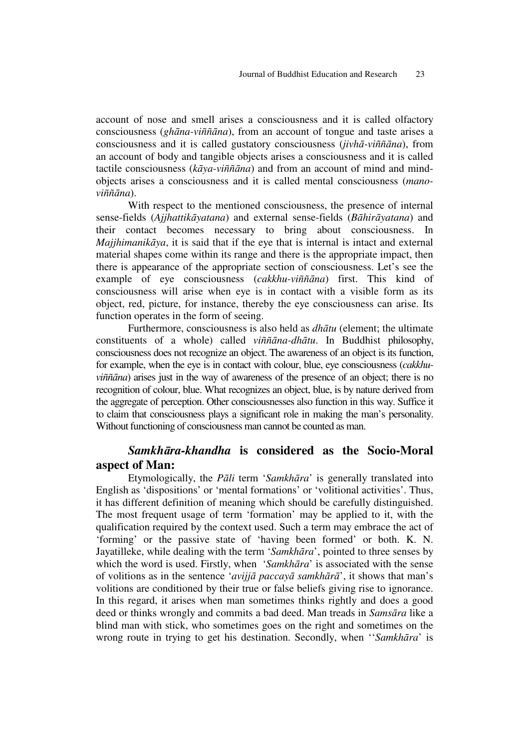account of nose and smell arises a consciousness and it is called olfactory consciousness (*ghāna-viññāna*), from an account of tongue and taste arises a consciousness and it is called gustatory consciousness (*jivhā-viññāna*), from an account of body and tangible objects arises a consciousness and it is called tactile consciousness (*kāya-viññāna*) and from an account of mind and mind-objects arises a consciousness and it is called mental consciousness (*mano-viññāna*).

With respect to the mentioned consciousness, the presence of internal sense-fields (*Ajjhattikāyatana*) and external sense-fields (*Bāhirāyatana*) and their contact becomes necessary to bring about consciousness. In *Majjhimanikāya*, it is said that if the eye that is internal is intact and external material shapes come within its range and there is the appropriate impact, then there is appearance of the appropriate section of consciousness. Let's see the example of eye consciousness (*cakkhu-viññāna*) first. This kind of consciousness will arise when eye is in contact with a visible form as its object, red, picture, for instance, thereby the eye consciousness can arise. Its function operates in the form of seeing.

Furthermore, consciousness is also held as *dhātu* (element; the ultimate constituents of a whole) called *viññāna-dhātu*. In Buddhist philosophy, consciousness does not recognize an object. The awareness of an object is its function, for example, when the eye is in contact with colour, blue, eye consciousness (*cakkhu-viññāna*) arises just in the way of awareness of the presence of an object; there is no recognition of colour, blue. What recognizes an object, blue, is by nature derived from the aggregate of perception. Other consciousnesses also function in this way. Suffice it to claim that consciousness plays a significant role in making the man's personality. Without functioning of consciousness man cannot be counted as man.

## ***Samkhāra-khandha* is considered as the Socio-Moral aspect of Man:**

Etymologically, the *Pāli* term '*Samkhāra*' is generally translated into English as 'dispositions' or 'mental formations' or 'volitional activities'. Thus, it has different definition of meaning which should be carefully distinguished. The most frequent usage of term 'formation' may be applied to it, with the qualification required by the context used. Such a term may embrace the act of 'forming' or the passive state of 'having been formed' or both. K. N. Jayatilleke, while dealing with the term '*Samkhāra*', pointed to three senses by which the word is used. Firstly, when '*Samkhāra*' is associated with the sense of volitions as in the sentence '*avijjā paccayā samkhārā*', it shows that man's volitions are conditioned by their true or false beliefs giving rise to ignorance. In this regard, it arises when man sometimes thinks rightly and does a good deed or thinks wrongly and commits a bad deed. Man treads in *Samsāra* like a blind man with stick, who sometimes goes on the right and sometimes on the wrong route in trying to get his destination. Secondly, when ''*Samkhāra*' is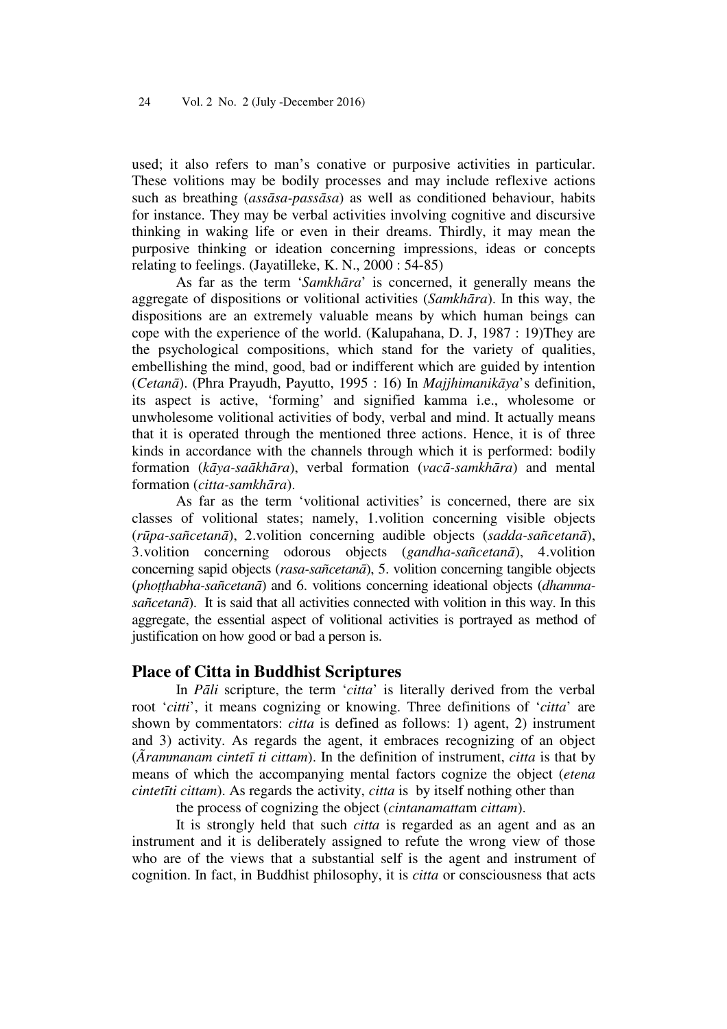used; it also refers to man's conative or purposive activities in particular. These volitions may be bodily processes and may include reflexive actions such as breathing (*assāsa-passāsa*) as well as conditioned behaviour, habits for instance. They may be verbal activities involving cognitive and discursive thinking in waking life or even in their dreams. Thirdly, it may mean the purposive thinking or ideation concerning impressions, ideas or concepts relating to feelings. (Jayatilleke, K. N., 2000 : 54-85)

As far as the term '*Samkhāra*' is concerned, it generally means the aggregate of dispositions or volitional activities (*Samkhāra*). In this way, the dispositions are an extremely valuable means by which human beings can cope with the experience of the world. (Kalupahana, D. J, 1987 : 19)They are the psychological compositions, which stand for the variety of qualities, embellishing the mind, good, bad or indifferent which are guided by intention (*Cetanā*). (Phra Prayudh, Payutto, 1995 : 16) In *Majjhimanikāya*'s definition, its aspect is active, 'forming' and signified kamma i.e., wholesome or unwholesome volitional activities of body, verbal and mind. It actually means that it is operated through the mentioned three actions. Hence, it is of three kinds in accordance with the channels through which it is performed: bodily formation (*kāya-saākhāra*), verbal formation (*vacā-samkhāra*) and mental formation (*citta-samkhāra*).

As far as the term 'volitional activities' is concerned, there are six classes of volitional states; namely, 1.volition concerning visible objects (*rūpa-sañcetanā*), 2.volition concerning audible objects (*sadda-sañcetanā*), 3.volition concerning odorous objects (*gandha-sañcetanā*), 4.volition concerning sapid objects (*rasa-sañcetanā*), 5. volition concerning tangible objects (*phoṭṭhabha-sañcetanā*) and 6. volitions concerning ideational objects (*dhamma-sañcetanā*). It is said that all activities connected with volition in this way. In this aggregate, the essential aspect of volitional activities is portrayed as method of justification on how good or bad a person is.

## Place of Citta in Buddhist Scriptures

In *Pāli* scripture, the term '*citta*' is literally derived from the verbal root '*citti*', it means cognizing or knowing. Three definitions of '*citta*' are shown by commentators: *citta* is defined as follows: 1) agent, 2) instrument and 3) activity. As regards the agent, it embraces recognizing of an object (*Ārammanam cintetī ti cittam*). In the definition of instrument, *citta* is that by means of which the accompanying mental factors cognize the object (*etena cintetīti cittam*). As regards the activity, *citta* is by itself nothing other than the process of cognizing the object (*cintanamatta*m *cittam*).

It is strongly held that such *citta* is regarded as an agent and as an instrument and it is deliberately assigned to refute the wrong view of those who are of the views that a substantial self is the agent and instrument of cognition. In fact, in Buddhist philosophy, it is *citta* or consciousness that acts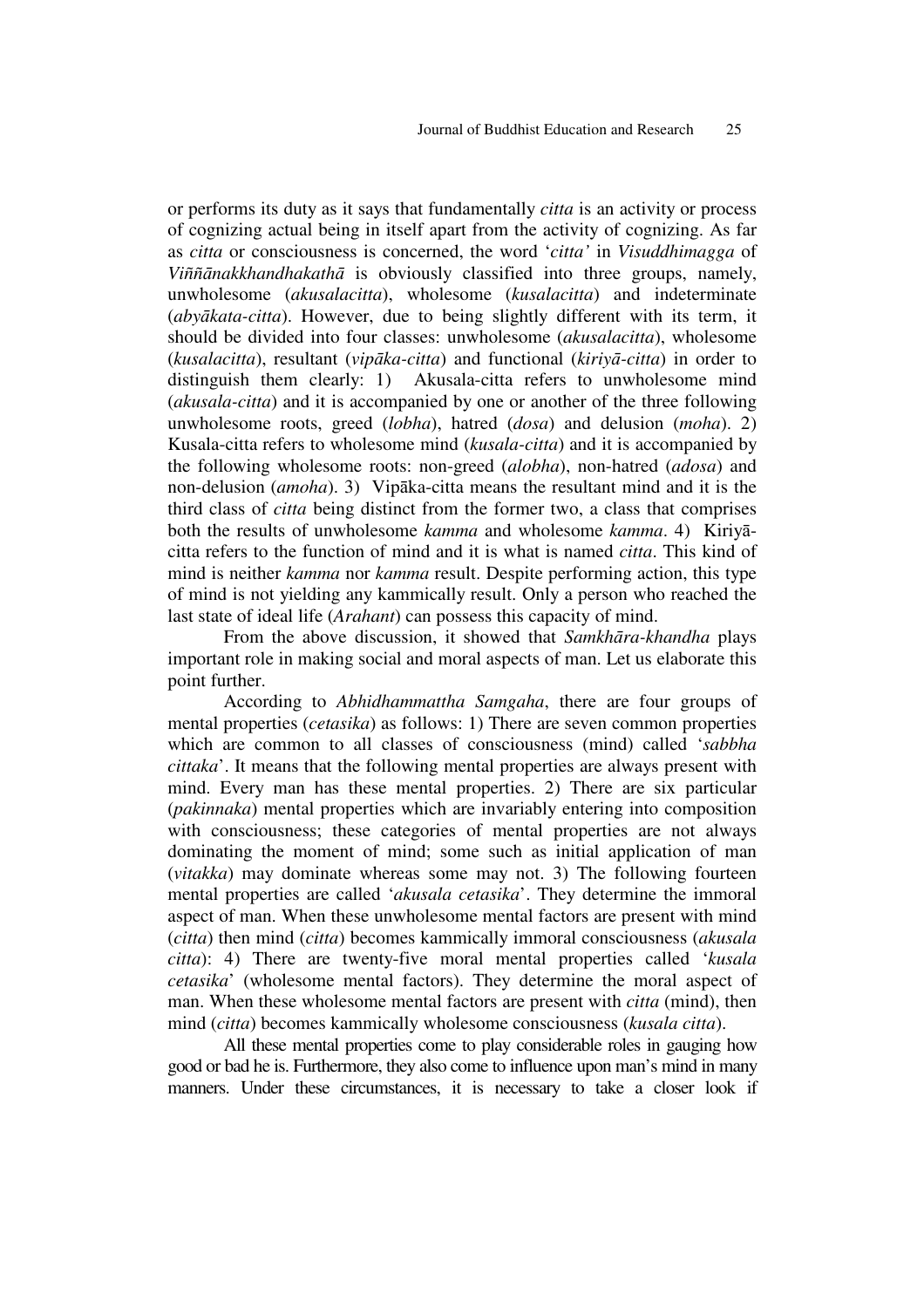or performs its duty as it says that fundamentally *citta* is an activity or process of cognizing actual being in itself apart from the activity of cognizing. As far as *citta* or consciousness is concerned, the word '*citta'* in *Visuddhimagga* of *Viññānakkhandhakathā* is obviously classified into three groups, namely, unwholesome (*akusalacitta*), wholesome (*kusalacitta*) and indeterminate (*abyākata-citta*). However, due to being slightly different with its term, it should be divided into four classes: unwholesome (*akusalacitta*), wholesome (*kusalacitta*), resultant (*vipāka-citta*) and functional (*kiriyā-citta*) in order to distinguish them clearly: 1) Akusala-citta refers to unwholesome mind (*akusala-citta*) and it is accompanied by one or another of the three following unwholesome roots, greed (*lobha*), hatred (*dosa*) and delusion (*moha*). 2) Kusala-citta refers to wholesome mind (*kusala-citta*) and it is accompanied by the following wholesome roots: non-greed (*alobha*), non-hatred (*adosa*) and non-delusion (*amoha*). 3) Vipāka-citta means the resultant mind and it is the third class of *citta* being distinct from the former two, a class that comprises both the results of unwholesome *kamma* and wholesome *kamma*. 4) Kiriyā-citta refers to the function of mind and it is what is named *citta*. This kind of mind is neither *kamma* nor *kamma* result. Despite performing action, this type of mind is not yielding any kammically result. Only a person who reached the last state of ideal life (*Arahant*) can possess this capacity of mind.

From the above discussion, it showed that *Samkhāra-khandha* plays important role in making social and moral aspects of man. Let us elaborate this point further.

According to *Abhidhammattha Samgaha*, there are four groups of mental properties (*cetasika*) as follows: 1) There are seven common properties which are common to all classes of consciousness (mind) called '*sabbha cittaka*'. It means that the following mental properties are always present with mind. Every man has these mental properties. 2) There are six particular (*pakinnaka*) mental properties which are invariably entering into composition with consciousness; these categories of mental properties are not always dominating the moment of mind; some such as initial application of man (*vitakka*) may dominate whereas some may not. 3) The following fourteen mental properties are called '*akusala cetasika*'. They determine the immoral aspect of man. When these unwholesome mental factors are present with mind (*citta*) then mind (*citta*) becomes kammically immoral consciousness (*akusala citta*): 4) There are twenty-five moral mental properties called '*kusala cetasika*' (wholesome mental factors). They determine the moral aspect of man. When these wholesome mental factors are present with *citta* (mind), then mind (*citta*) becomes kammically wholesome consciousness (*kusala citta*).

All these mental properties come to play considerable roles in gauging how good or bad he is. Furthermore, they also come to influence upon man's mind in many manners. Under these circumstances, it is necessary to take a closer look if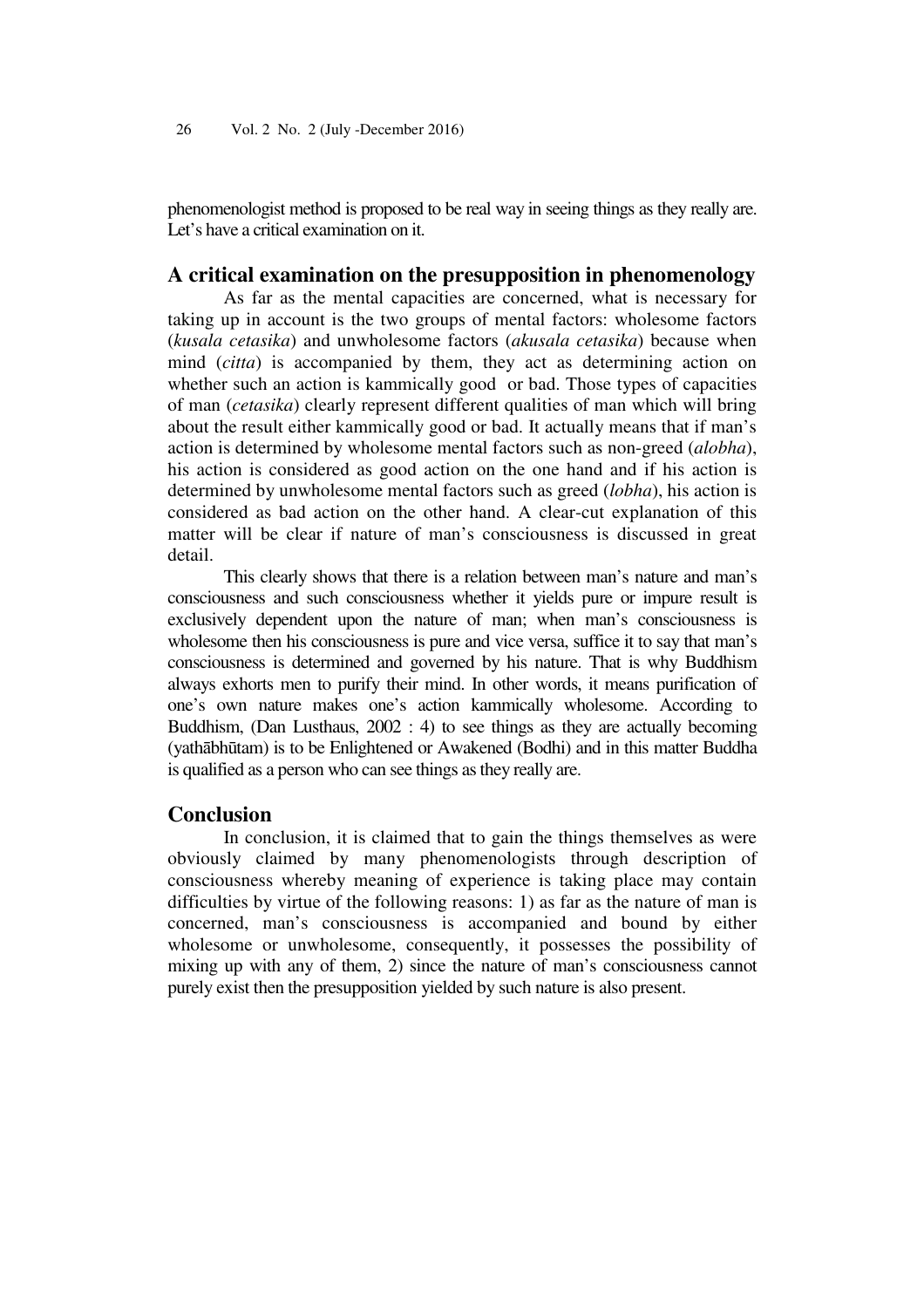phenomenologist method is proposed to be real way in seeing things as they really are. Let's have a critical examination on it.

## A critical examination on the presupposition in phenomenology

As far as the mental capacities are concerned, what is necessary for taking up in account is the two groups of mental factors: wholesome factors (*kusala cetasika*) and unwholesome factors (*akusala cetasika*) because when mind (*citta*) is accompanied by them, they act as determining action on whether such an action is kammically good or bad. Those types of capacities of man (*cetasika*) clearly represent different qualities of man which will bring about the result either kammically good or bad. It actually means that if man's action is determined by wholesome mental factors such as non-greed (*alobha*), his action is considered as good action on the one hand and if his action is determined by unwholesome mental factors such as greed (*lobha*), his action is considered as bad action on the other hand. A clear-cut explanation of this matter will be clear if nature of man's consciousness is discussed in great detail.

This clearly shows that there is a relation between man's nature and man's consciousness and such consciousness whether it yields pure or impure result is exclusively dependent upon the nature of man; when man's consciousness is wholesome then his consciousness is pure and vice versa, suffice it to say that man's consciousness is determined and governed by his nature. That is why Buddhism always exhorts men to purify their mind. In other words, it means purification of one's own nature makes one's action kammically wholesome. According to Buddhism, (Dan Lusthaus, 2002 : 4) to see things as they are actually becoming (yathābhūtam) is to be Enlightened or Awakened (Bodhi) and in this matter Buddha is qualified as a person who can see things as they really are.

## Conclusion

In conclusion, it is claimed that to gain the things themselves as were obviously claimed by many phenomenologists through description of consciousness whereby meaning of experience is taking place may contain difficulties by virtue of the following reasons: 1) as far as the nature of man is concerned, man's consciousness is accompanied and bound by either wholesome or unwholesome, consequently, it possesses the possibility of mixing up with any of them, 2) since the nature of man's consciousness cannot purely exist then the presupposition yielded by such nature is also present.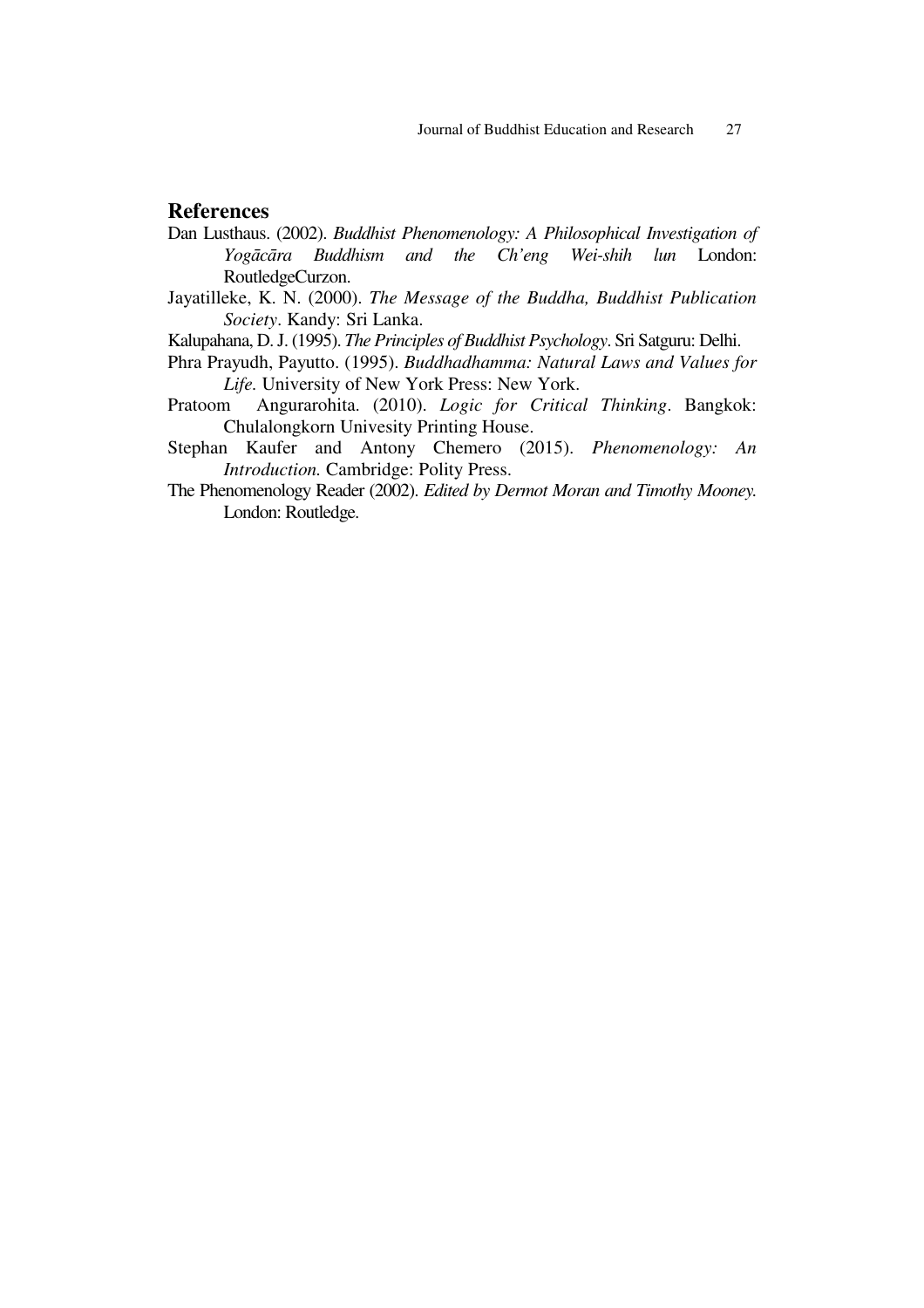## References

Dan Lusthaus. (2002). *Buddhist Phenomenology: A Philosophical Investigation of Yogācāra Buddhism and the Ch'eng Wei-shih lun* London: RoutledgeCurzon.

Jayatilleke, K. N. (2000). *The Message of the Buddha, Buddhist Publication Society*. Kandy: Sri Lanka.

Kalupahana, D. J. (1995). *The Principles of Buddhist Psychology*. Sri Satguru: Delhi.

Phra Prayudh, Payutto. (1995). *Buddhadhamma: Natural Laws and Values for Life.* University of New York Press: New York.

Pratoom Angurarohita. (2010). *Logic for Critical Thinking*. Bangkok: Chulalongkorn Univesity Printing House.

Stephan Kaufer and Antony Chemero (2015). *Phenomenology: An Introduction.* Cambridge: Polity Press.

The Phenomenology Reader (2002). *Edited by Dermot Moran and Timothy Mooney.* London: Routledge.